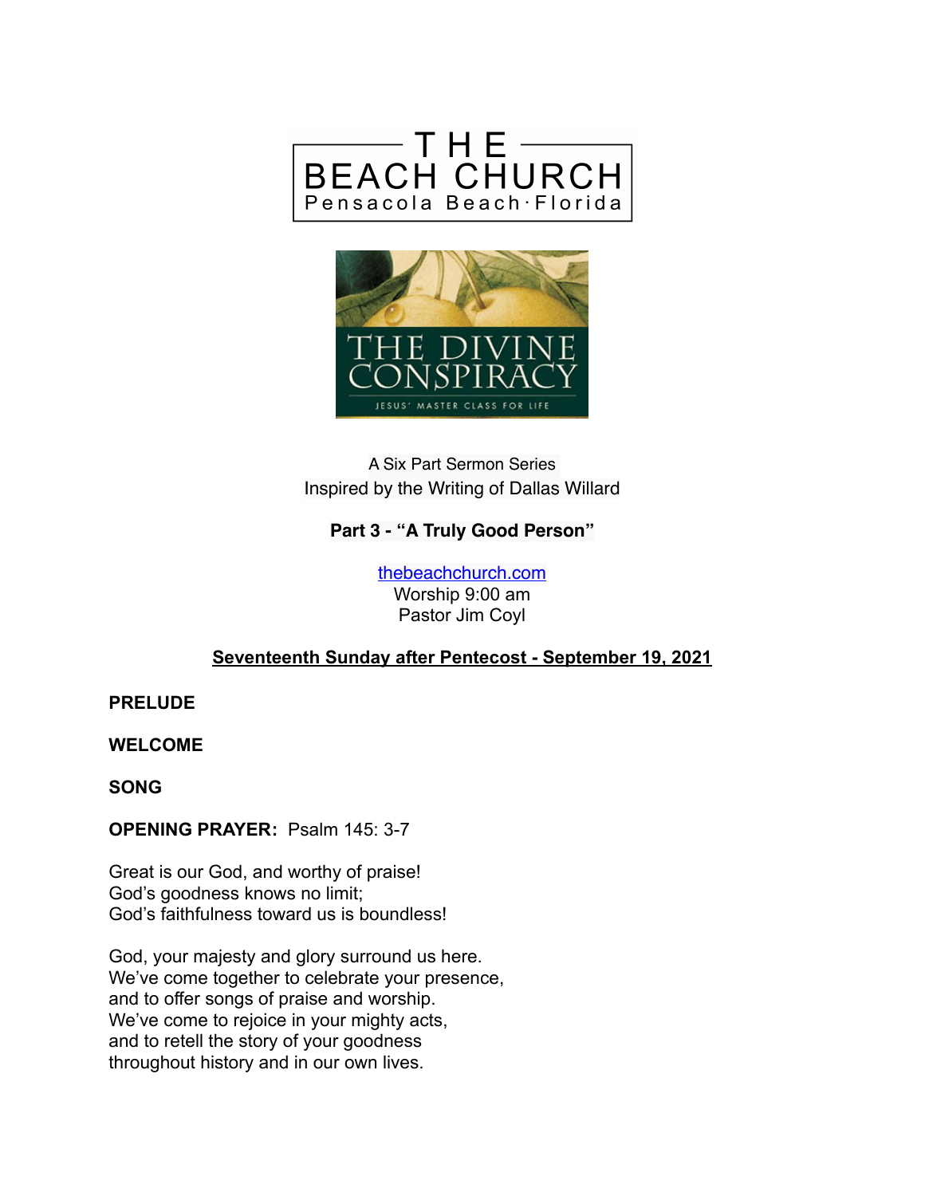# THE BEACH CHURCH

Pensacola Beach·Florida

THE DIVINE CONSPIRACY

JESUS' MASTER CLASS FOR LIFE

A Six Part Sermon Series

Inspired by the Writing of Dallas Willard

**Part 3 - "A Truly Good Person"**

thebeachchurch.com

Worship 9:00 am

Pastor Jim Coyl

**Seventeenth Sunday after Pentecost - September 19, 2021**

**PRELUDE**

**WELCOME**

**SONG**

**OPENING PRAYER:** Psalm 145: 3-7

Great is our God, and worthy of praise!
God's goodness knows no limit;
God's faithfulness toward us is boundless!

God, your majesty and glory surround us here.
We've come together to celebrate your presence,
and to offer songs of praise and worship.
We've come to rejoice in your mighty acts,
and to retell the story of your goodness
throughout history and in our own lives.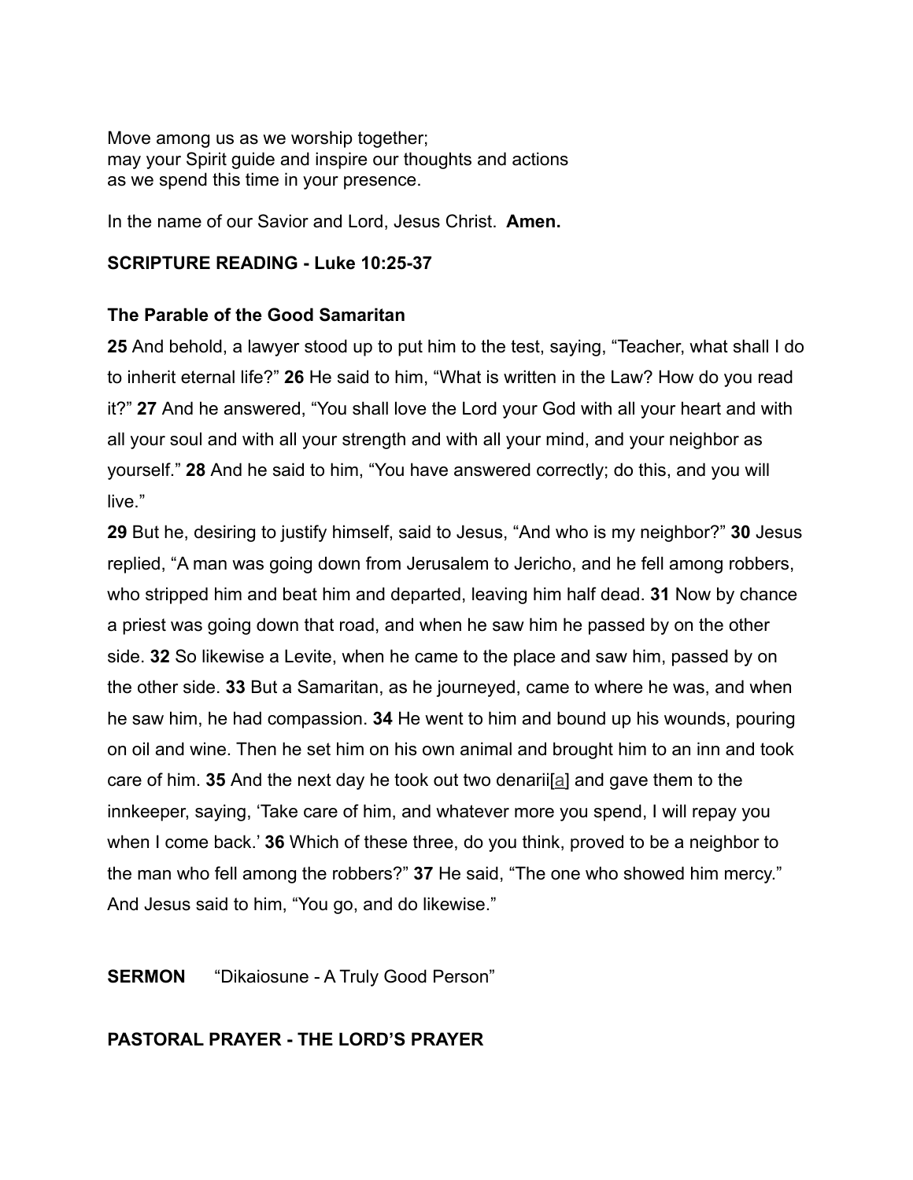Move among us as we worship together;
may your Spirit guide and inspire our thoughts and actions
as we spend this time in your presence.

In the name of our Savior and Lord, Jesus Christ. **Amen.**

**SCRIPTURE READING - Luke 10:25-37**

**The Parable of the Good Samaritan**

**25** And behold, a lawyer stood up to put him to the test, saying, "Teacher, what shall I do to inherit eternal life?" **26** He said to him, "What is written in the Law? How do you read it?" **27** And he answered, "You shall love the Lord your God with all your heart and with all your soul and with all your strength and with all your mind, and your neighbor as yourself." **28** And he said to him, "You have answered correctly; do this, and you will live."

**29** But he, desiring to justify himself, said to Jesus, "And who is my neighbor?" **30** Jesus replied, "A man was going down from Jerusalem to Jericho, and he fell among robbers, who stripped him and beat him and departed, leaving him half dead. **31** Now by chance a priest was going down that road, and when he saw him he passed by on the other side. **32** So likewise a Levite, when he came to the place and saw him, passed by on the other side. **33** But a Samaritan, as he journeyed, came to where he was, and when he saw him, he had compassion. **34** He went to him and bound up his wounds, pouring on oil and wine. Then he set him on his own animal and brought him to an inn and took care of him. **35** And the next day he took out two denarii[a] and gave them to the innkeeper, saying, 'Take care of him, and whatever more you spend, I will repay you when I come back.' **36** Which of these three, do you think, proved to be a neighbor to the man who fell among the robbers?" **37** He said, "The one who showed him mercy." And Jesus said to him, "You go, and do likewise."

**SERMON** "Dikaiosune - A Truly Good Person"

**PASTORAL PRAYER - THE LORD'S PRAYER**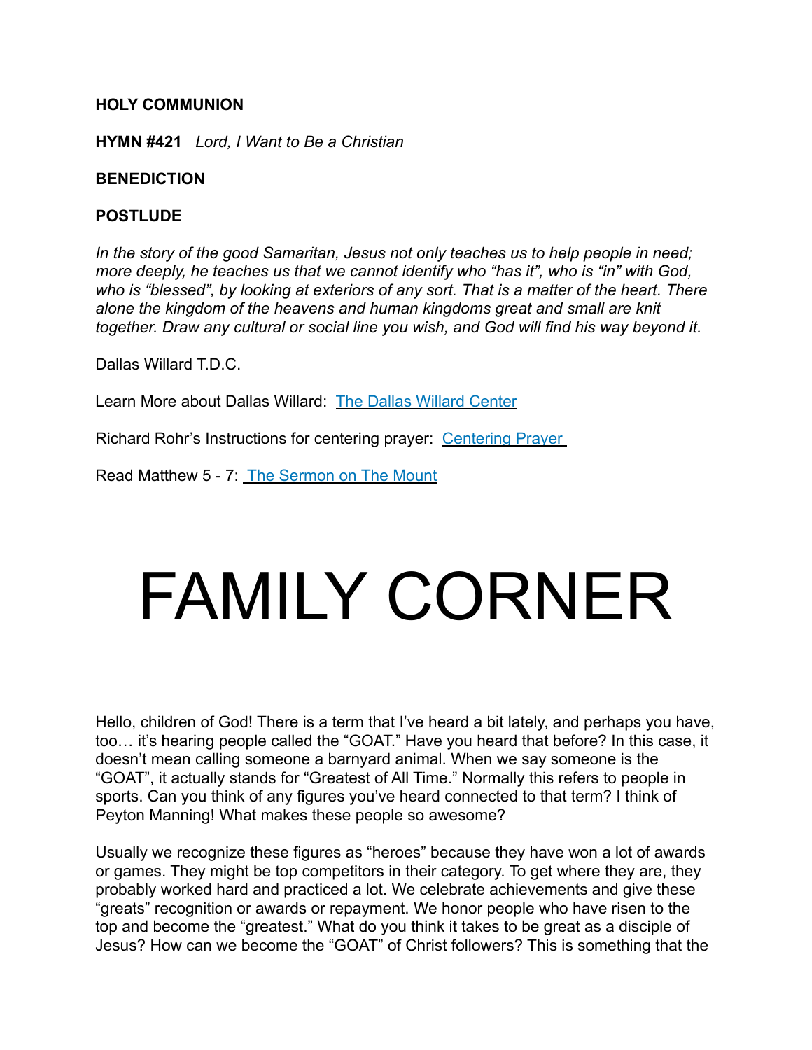**HOLY COMMUNION**

**HYMN #421** *Lord, I Want to Be a Christian*

**BENEDICTION**

**POSTLUDE**

*In the story of the good Samaritan, Jesus not only teaches us to help people in need; more deeply, he teaches us that we cannot identify who "has it", who is "in" with God, who is "blessed", by looking at exteriors of any sort. That is a matter of the heart. There alone the kingdom of the heavens and human kingdoms great and small are knit together. Draw any cultural or social line you wish, and God will find his way beyond it.*

Dallas Willard T.D.C.

Learn More about Dallas Willard: The Dallas Willard Center

Richard Rohr's Instructions for centering prayer: Centering Prayer

Read Matthew 5 - 7: The Sermon on The Mount

# FAMILY CORNER

Hello, children of God! There is a term that I've heard a bit lately, and perhaps you have, too… it's hearing people called the "GOAT." Have you heard that before? In this case, it doesn't mean calling someone a barnyard animal. When we say someone is the "GOAT", it actually stands for "Greatest of All Time." Normally this refers to people in sports. Can you think of any figures you've heard connected to that term? I think of Peyton Manning! What makes these people so awesome?

Usually we recognize these figures as "heroes" because they have won a lot of awards or games. They might be top competitors in their category. To get where they are, they probably worked hard and practiced a lot. We celebrate achievements and give these "greats" recognition or awards or repayment. We honor people who have risen to the top and become the "greatest." What do you think it takes to be great as a disciple of Jesus? How can we become the "GOAT" of Christ followers? This is something that the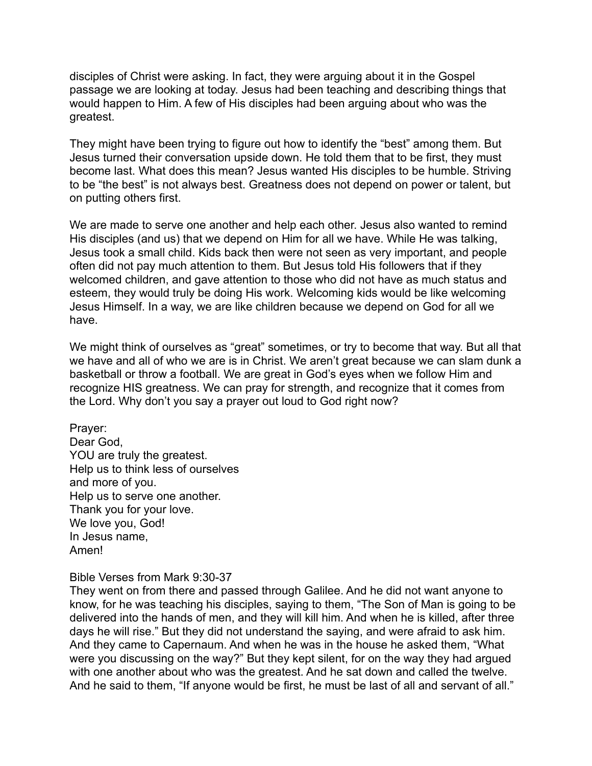disciples of Christ were asking. In fact, they were arguing about it in the Gospel passage we are looking at today. Jesus had been teaching and describing things that would happen to Him. A few of His disciples had been arguing about who was the greatest.

They might have been trying to figure out how to identify the "best" among them. But Jesus turned their conversation upside down. He told them that to be first, they must become last. What does this mean? Jesus wanted His disciples to be humble. Striving to be "the best" is not always best. Greatness does not depend on power or talent, but on putting others first.

We are made to serve one another and help each other. Jesus also wanted to remind His disciples (and us) that we depend on Him for all we have. While He was talking, Jesus took a small child. Kids back then were not seen as very important, and people often did not pay much attention to them. But Jesus told His followers that if they welcomed children, and gave attention to those who did not have as much status and esteem, they would truly be doing His work. Welcoming kids would be like welcoming Jesus Himself. In a way, we are like children because we depend on God for all we have.

We might think of ourselves as "great" sometimes, or try to become that way. But all that we have and all of who we are is in Christ. We aren't great because we can slam dunk a basketball or throw a football. We are great in God's eyes when we follow Him and recognize HIS greatness. We can pray for strength, and recognize that it comes from the Lord. Why don't you say a prayer out loud to God right now?

Prayer:
Dear God,
YOU are truly the greatest.
Help us to think less of ourselves
and more of you.
Help us to serve one another.
Thank you for your love.
We love you, God!
In Jesus name,
Amen!

Bible Verses from Mark 9:30-37
They went on from there and passed through Galilee. And he did not want anyone to know, for he was teaching his disciples, saying to them, "The Son of Man is going to be delivered into the hands of men, and they will kill him. And when he is killed, after three days he will rise." But they did not understand the saying, and were afraid to ask him. And they came to Capernaum. And when he was in the house he asked them, "What were you discussing on the way?" But they kept silent, for on the way they had argued with one another about who was the greatest. And he sat down and called the twelve. And he said to them, "If anyone would be first, he must be last of all and servant of all."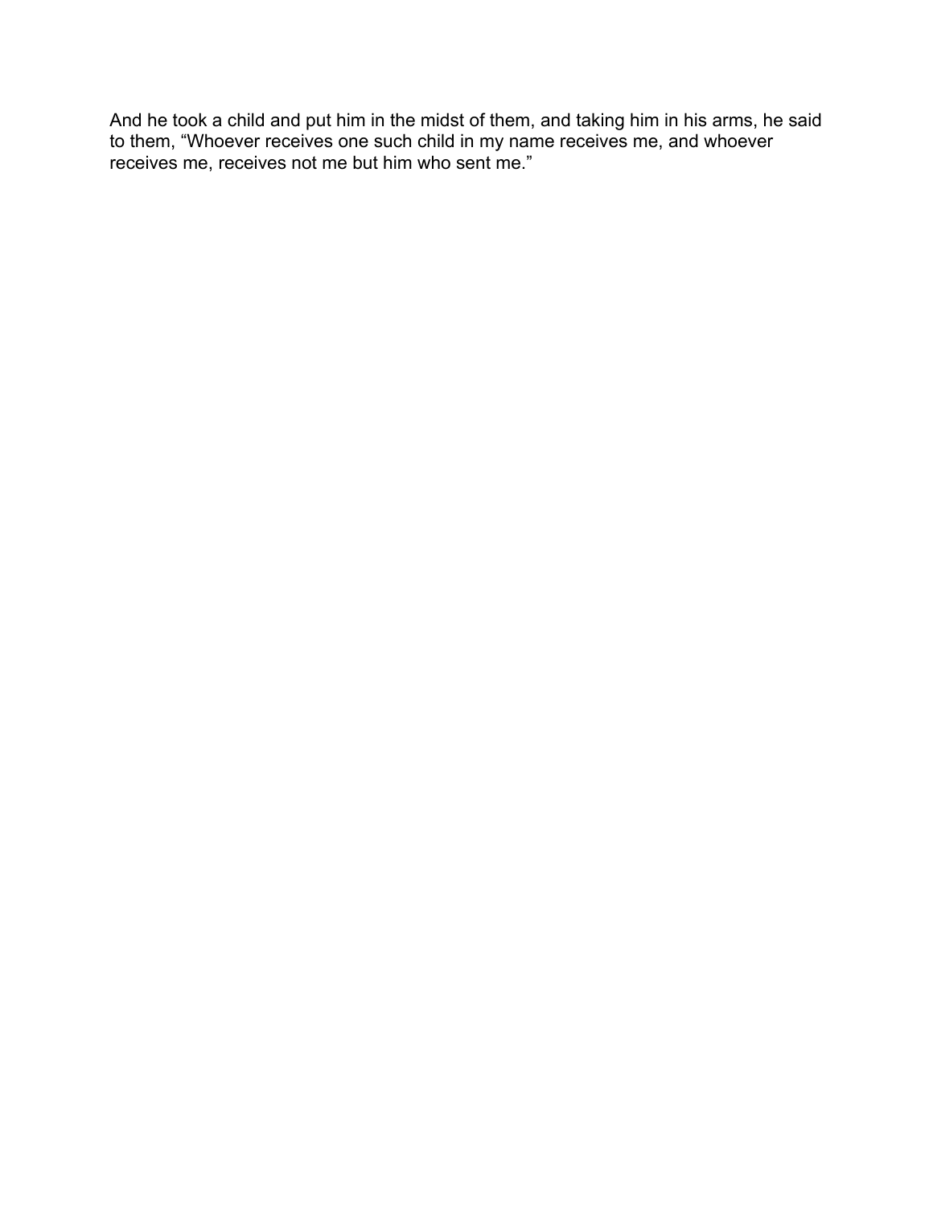And he took a child and put him in the midst of them, and taking him in his arms, he said to them, “Whoever receives one such child in my name receives me, and whoever receives me, receives not me but him who sent me.”